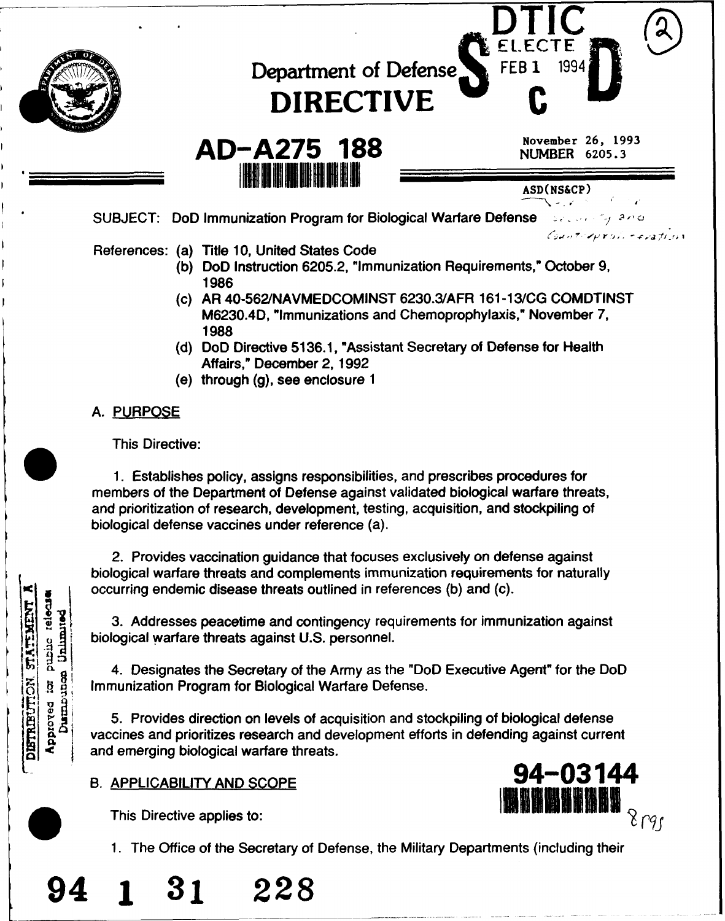# Department of Defense
# DIRECTIVE

AD-A275 188

November 26, 1993
NUMBER 6205.3

ASD(NS&CP)

SUBJECT: DoD Immunization Program for Biological Warfare Defense

References: (a) Title 10, United States Code
(b) DoD Instruction 6205.2, "Immunization Requirements," October 9, 1986
(c) AR 40-562/NAVMEDCOMINST 6230.3/AFR 161-13/CG COMDTINST M6230.4D, "Immunizations and Chemoprophylaxis," November 7, 1988
(d) DoD Directive 5136.1, "Assistant Secretary of Defense for Health Affairs," December 2, 1992
(e) through (g), see enclosure 1

## A. PURPOSE

This Directive:

1. Establishes policy, assigns responsibilities, and prescribes procedures for members of the Department of Defense against validated biological warfare threats, and prioritization of research, development, testing, acquisition, and stockpiling of biological defense vaccines under reference (a).

2. Provides vaccination guidance that focuses exclusively on defense against biological warfare threats and complements immunization requirements for naturally occurring endemic disease threats outlined in references (b) and (c).

3. Addresses peacetime and contingency requirements for immunization against biological warfare threats against U.S. personnel.

4. Designates the Secretary of the Army as the "DoD Executive Agent" for the DoD Immunization Program for Biological Warfare Defense.

5. Provides direction on levels of acquisition and stockpiling of biological defense vaccines and prioritizes research and development efforts in defending against current and emerging biological warfare threats.

## B. APPLICABILITY AND SCOPE

This Directive applies to:

1. The Office of the Secretary of Defense, the Military Departments (including their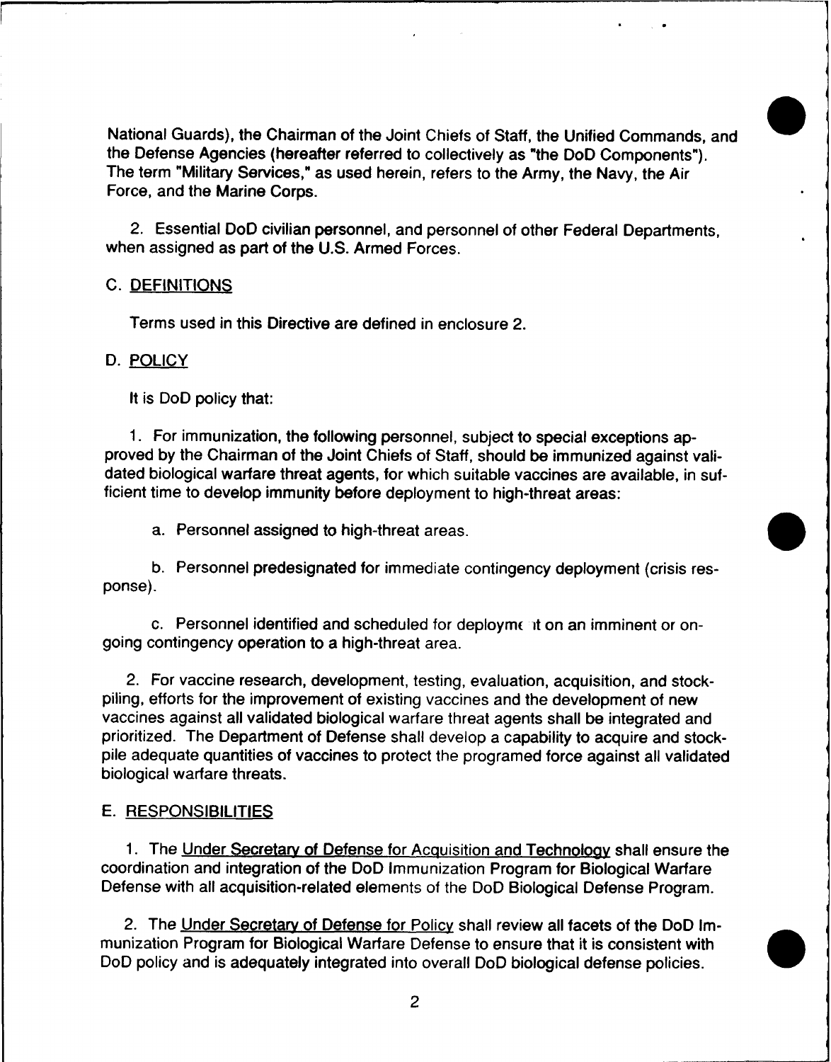National Guards), the Chairman of the Joint Chiefs of Staff, the Unified Commands, and the Defense Agencies (hereafter referred to collectively as "the DoD Components"). The term "Military Services," as used herein, refers to the Army, the Navy, the Air Force, and the Marine Corps.

2. Essential DoD civilian personnel, and personnel of other Federal Departments, when assigned as part of the U.S. Armed Forces.

## C. DEFINITIONS

Terms used in this Directive are defined in enclosure 2.

## D. POLICY

It is DoD policy that:

1. For immunization, the following personnel, subject to special exceptions approved by the Chairman of the Joint Chiefs of Staff, should be immunized against validated biological warfare threat agents, for which suitable vaccines are available, in sufficient time to develop immunity before deployment to high-threat areas:

a. Personnel assigned to high-threat areas.

b. Personnel predesignated for immediate contingency deployment (crisis response).

c. Personnel identified and scheduled for deployment on an imminent or ongoing contingency operation to a high-threat area.

2. For vaccine research, development, testing, evaluation, acquisition, and stockpiling, efforts for the improvement of existing vaccines and the development of new vaccines against all validated biological warfare threat agents shall be integrated and prioritized. The Department of Defense shall develop a capability to acquire and stockpile adequate quantities of vaccines to protect the programed force against all validated biological warfare threats.

## E. RESPONSIBILITIES

1. The Under Secretary of Defense for Acquisition and Technology shall ensure the coordination and integration of the DoD Immunization Program for Biological Warfare Defense with all acquisition-related elements of the DoD Biological Defense Program.

2. The Under Secretary of Defense for Policy shall review all facets of the DoD Immunization Program for Biological Warfare Defense to ensure that it is consistent with DoD policy and is adequately integrated into overall DoD biological defense policies.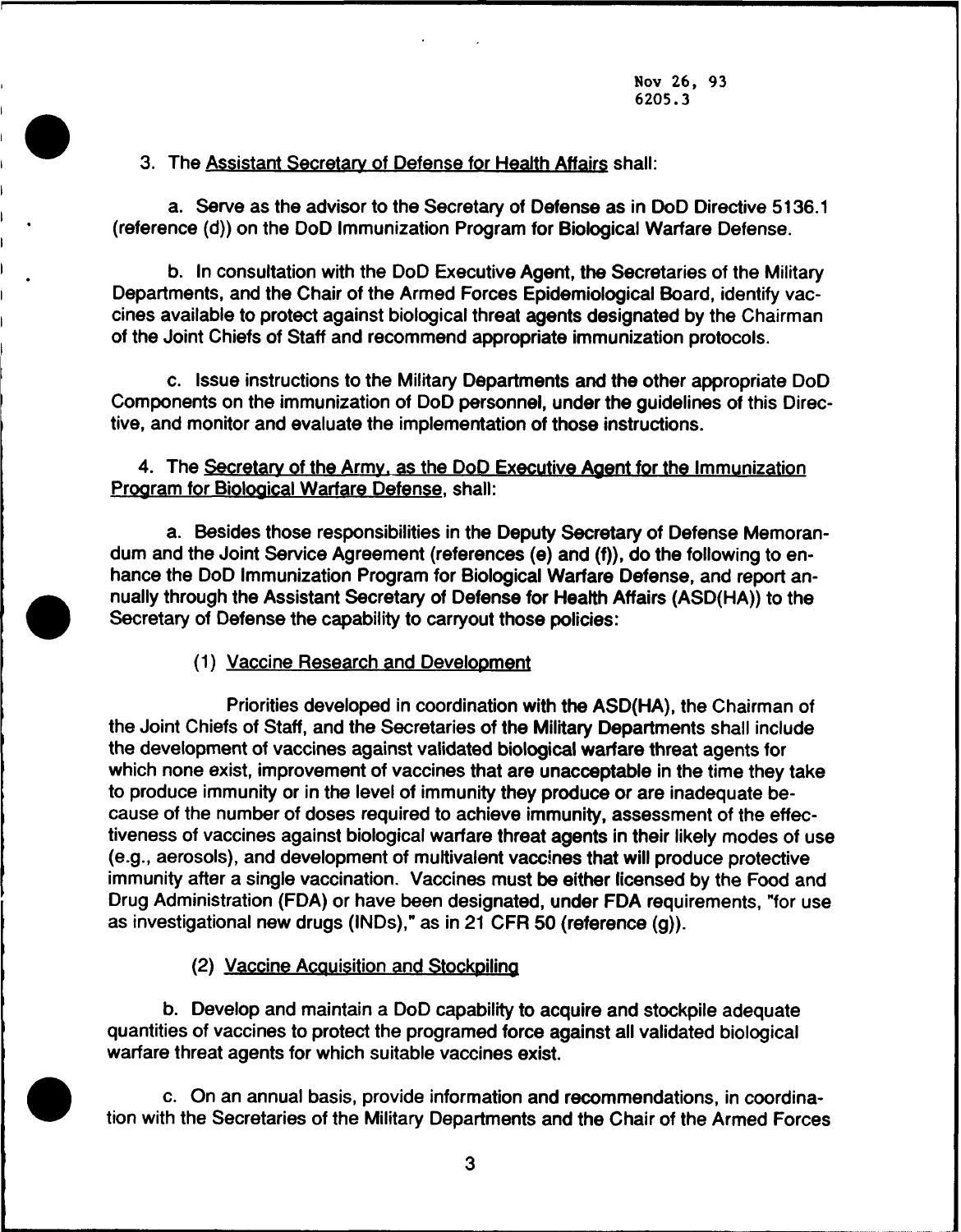3. The Assistant Secretary of Defense for Health Affairs shall:

a. Serve as the advisor to the Secretary of Defense as in DoD Directive 5136.1 (reference (d)) on the DoD Immunization Program for Biological Warfare Defense.

b. In consultation with the DoD Executive Agent, the Secretaries of the Military Departments, and the Chair of the Armed Forces Epidemiological Board, identify vaccines available to protect against biological threat agents designated by the Chairman of the Joint Chiefs of Staff and recommend appropriate immunization protocols.

c. Issue instructions to the Military Departments and the other appropriate DoD Components on the immunization of DoD personnel, under the guidelines of this Directive, and monitor and evaluate the implementation of those instructions.

4. The Secretary of the Army, as the DoD Executive Agent for the Immunization Program for Biological Warfare Defense, shall:

a. Besides those responsibilities in the Deputy Secretary of Defense Memorandum and the Joint Service Agreement (references (e) and (f)), do the following to enhance the DoD Immunization Program for Biological Warfare Defense, and report annually through the Assistant Secretary of Defense for Health Affairs (ASD(HA)) to the Secretary of Defense the capability to carryout those policies:

(1) Vaccine Research and Development

Priorities developed in coordination with the ASD(HA), the Chairman of the Joint Chiefs of Staff, and the Secretaries of the Military Departments shall include the development of vaccines against validated biological warfare threat agents for which none exist, improvement of vaccines that are unacceptable in the time they take to produce immunity or in the level of immunity they produce or are inadequate because of the number of doses required to achieve immunity, assessment of the effectiveness of vaccines against biological warfare threat agents in their likely modes of use (e.g., aerosols), and development of multivalent vaccines that will produce protective immunity after a single vaccination. Vaccines must be either licensed by the Food and Drug Administration (FDA) or have been designated, under FDA requirements, "for use as investigational new drugs (INDs)," as in 21 CFR 50 (reference (g)).

(2) Vaccine Acquisition and Stockpiling

b. Develop and maintain a DoD capability to acquire and stockpile adequate quantities of vaccines to protect the programed force against all validated biological warfare threat agents for which suitable vaccines exist.

c. On an annual basis, provide information and recommendations, in coordination with the Secretaries of the Military Departments and the Chair of the Armed Forces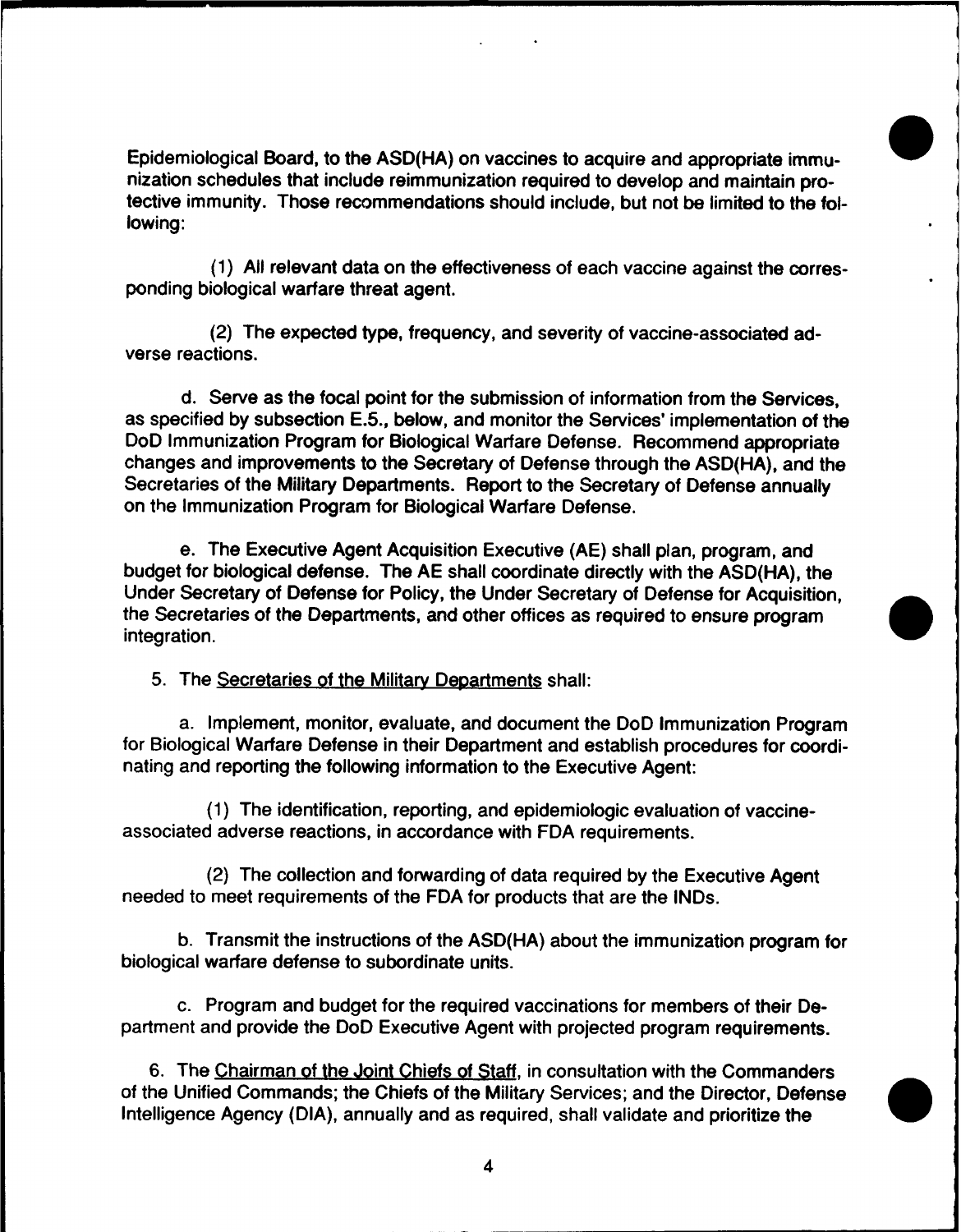Epidemiological Board, to the ASD(HA) on vaccines to acquire and appropriate immunization schedules that include reimmunization required to develop and maintain protective immunity. Those recommendations should include, but not be limited to the following:

(1) All relevant data on the effectiveness of each vaccine against the corresponding biological warfare threat agent.

(2) The expected type, frequency, and severity of vaccine-associated adverse reactions.

d. Serve as the focal point for the submission of information from the Services, as specified by subsection E.5., below, and monitor the Services' implementation of the DoD Immunization Program for Biological Warfare Defense. Recommend appropriate changes and improvements to the Secretary of Defense through the ASD(HA), and the Secretaries of the Military Departments. Report to the Secretary of Defense annually on the Immunization Program for Biological Warfare Defense.

e. The Executive Agent Acquisition Executive (AE) shall plan, program, and budget for biological defense. The AE shall coordinate directly with the ASD(HA), the Under Secretary of Defense for Policy, the Under Secretary of Defense for Acquisition, the Secretaries of the Departments, and other offices as required to ensure program integration.

5. The Secretaries of the Military Departments shall:

a. Implement, monitor, evaluate, and document the DoD Immunization Program for Biological Warfare Defense in their Department and establish procedures for coordinating and reporting the following information to the Executive Agent:

(1) The identification, reporting, and epidemiologic evaluation of vaccine-associated adverse reactions, in accordance with FDA requirements.

(2) The collection and forwarding of data required by the Executive Agent needed to meet requirements of the FDA for products that are the INDs.

b. Transmit the instructions of the ASD(HA) about the immunization program for biological warfare defense to subordinate units.

c. Program and budget for the required vaccinations for members of their Department and provide the DoD Executive Agent with projected program requirements.

6. The Chairman of the Joint Chiefs of Staff, in consultation with the Commanders of the Unified Commands; the Chiefs of the Military Services; and the Director, Defense Intelligence Agency (DIA), annually and as required, shall validate and prioritize the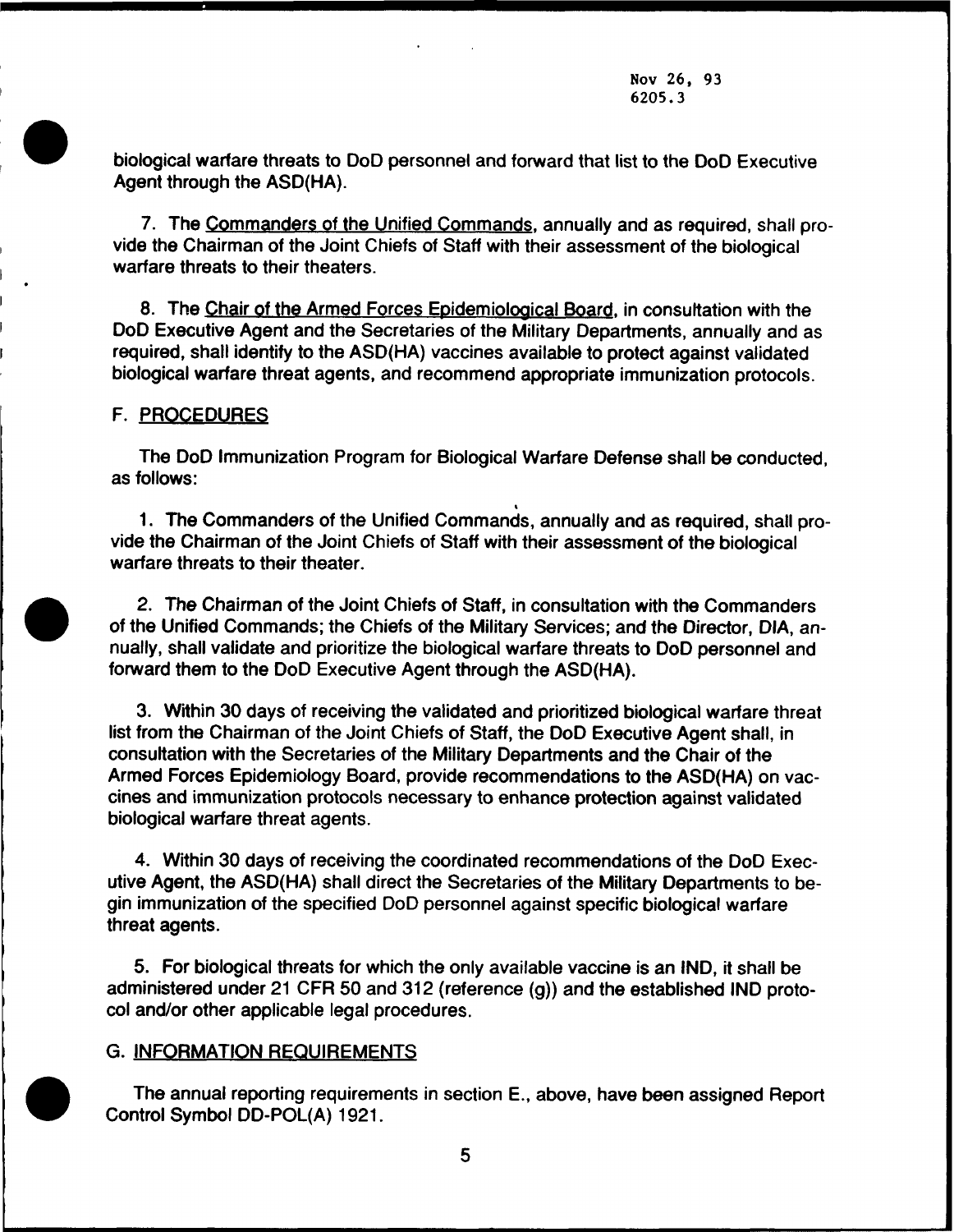biological warfare threats to DoD personnel and forward that list to the DoD Executive Agent through the ASD(HA).

7. The Commanders of the Unified Commands, annually and as required, shall provide the Chairman of the Joint Chiefs of Staff with their assessment of the biological warfare threats to their theaters.

8. The Chair of the Armed Forces Epidemiological Board, in consultation with the DoD Executive Agent and the Secretaries of the Military Departments, annually and as required, shall identify to the ASD(HA) vaccines available to protect against validated biological warfare threat agents, and recommend appropriate immunization protocols.

## F. PROCEDURES

The DoD Immunization Program for Biological Warfare Defense shall be conducted, as follows:

1. The Commanders of the Unified Commands, annually and as required, shall provide the Chairman of the Joint Chiefs of Staff with their assessment of the biological warfare threats to their theater.

2. The Chairman of the Joint Chiefs of Staff, in consultation with the Commanders of the Unified Commands; the Chiefs of the Military Services; and the Director, DIA, annually, shall validate and prioritize the biological warfare threats to DoD personnel and forward them to the DoD Executive Agent through the ASD(HA).

3. Within 30 days of receiving the validated and prioritized biological warfare threat list from the Chairman of the Joint Chiefs of Staff, the DoD Executive Agent shall, in consultation with the Secretaries of the Military Departments and the Chair of the Armed Forces Epidemiology Board, provide recommendations to the ASD(HA) on vaccines and immunization protocols necessary to enhance protection against validated biological warfare threat agents.

4. Within 30 days of receiving the coordinated recommendations of the DoD Executive Agent, the ASD(HA) shall direct the Secretaries of the Military Departments to begin immunization of the specified DoD personnel against specific biological warfare threat agents.

5. For biological threats for which the only available vaccine is an IND, it shall be administered under 21 CFR 50 and 312 (reference (g)) and the established IND protocol and/or other applicable legal procedures.

## G. INFORMATION REQUIREMENTS

The annual reporting requirements in section E., above, have been assigned Report Control Symbol DD-POL(A) 1921.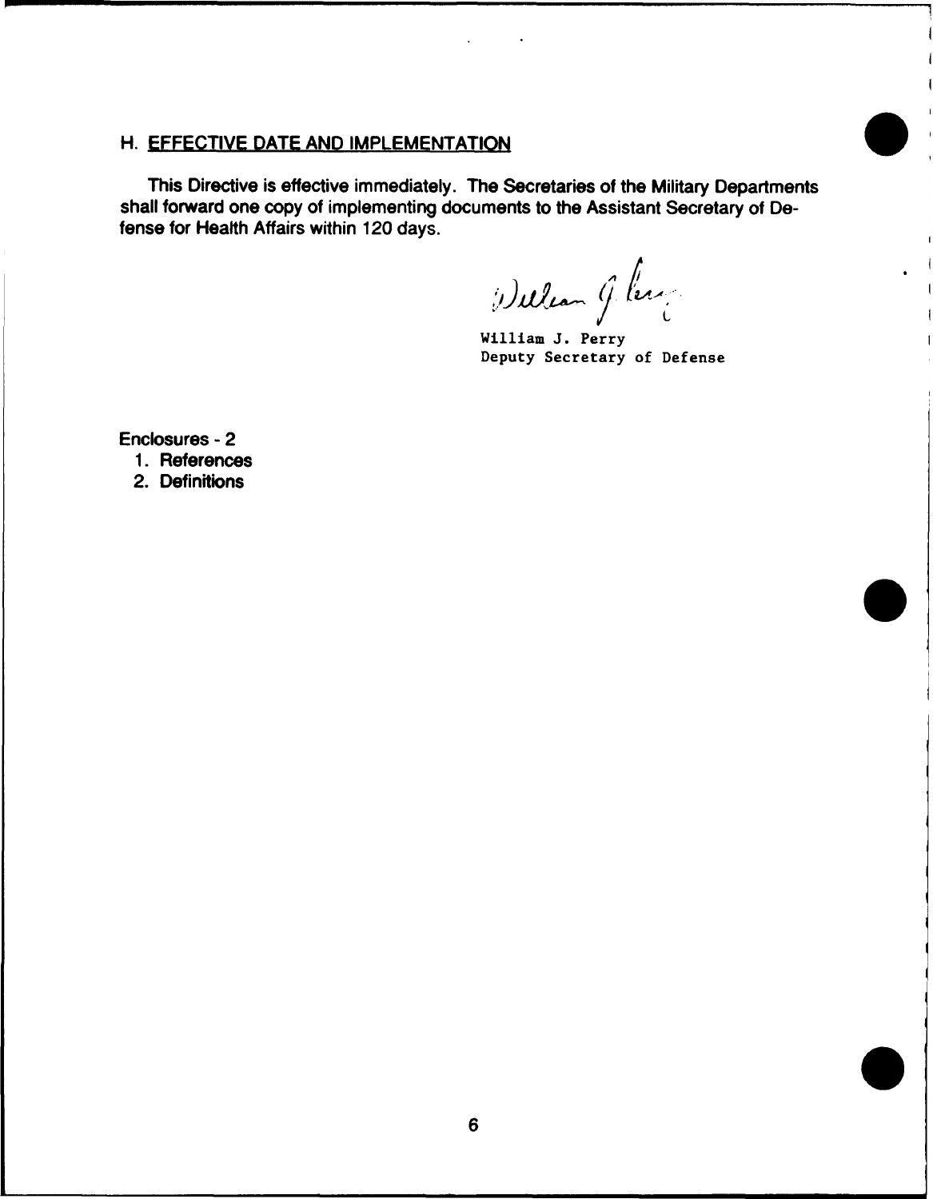## H. EFFECTIVE DATE AND IMPLEMENTATION

This Directive is effective immediately. The Secretaries of the Military Departments shall forward one copy of implementing documents to the Assistant Secretary of Defense for Health Affairs within 120 days.

William J. Perry
Deputy Secretary of Defense

Enclosures - 2

1. References
2. Definitions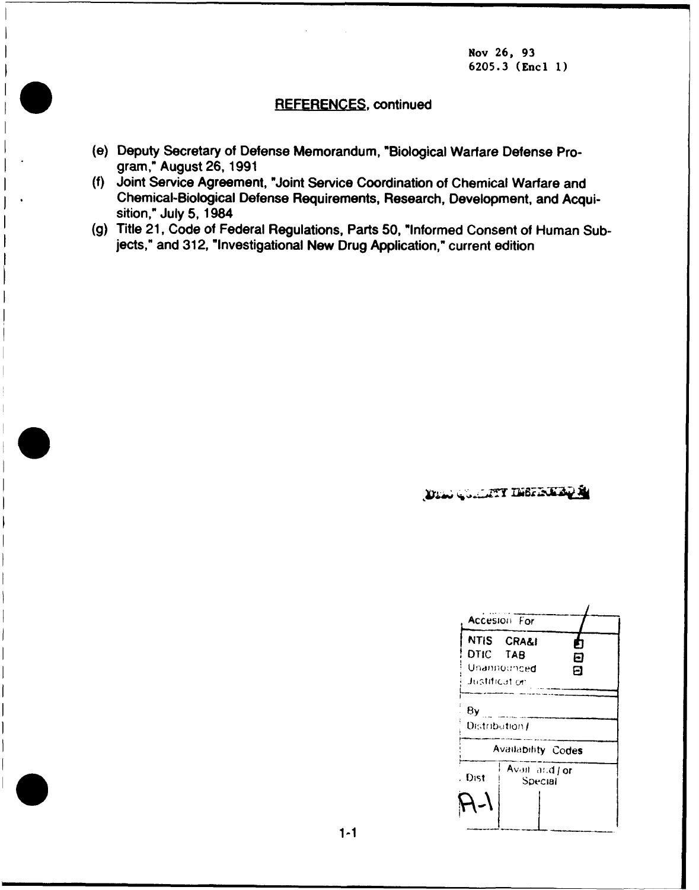Nov 26, 93
6205.3 (Encl 1)

## REFERENCES, continued

(e) Deputy Secretary of Defense Memorandum, "Biological Warfare Defense Program," August 26, 1991

(f) Joint Service Agreement, "Joint Service Coordination of Chemical Warfare and Chemical-Biological Defense Requirements, Research, Development, and Acquisition," July 5, 1984

(g) Title 21, Code of Federal Regulations, Parts 50, "Informed Consent of Human Subjects," and 312, "Investigational New Drug Application," current edition

| Accesion For | |
|---|---|
| NTIS CRA&I | ☑ |
| DTIC TAB | ☐ |
| Unannounced | ☐ |
| Justification | |
| By | |
| Distribution / | |
| Availability Codes | |
| Dist | Avail and / or Special |
| A-1 | |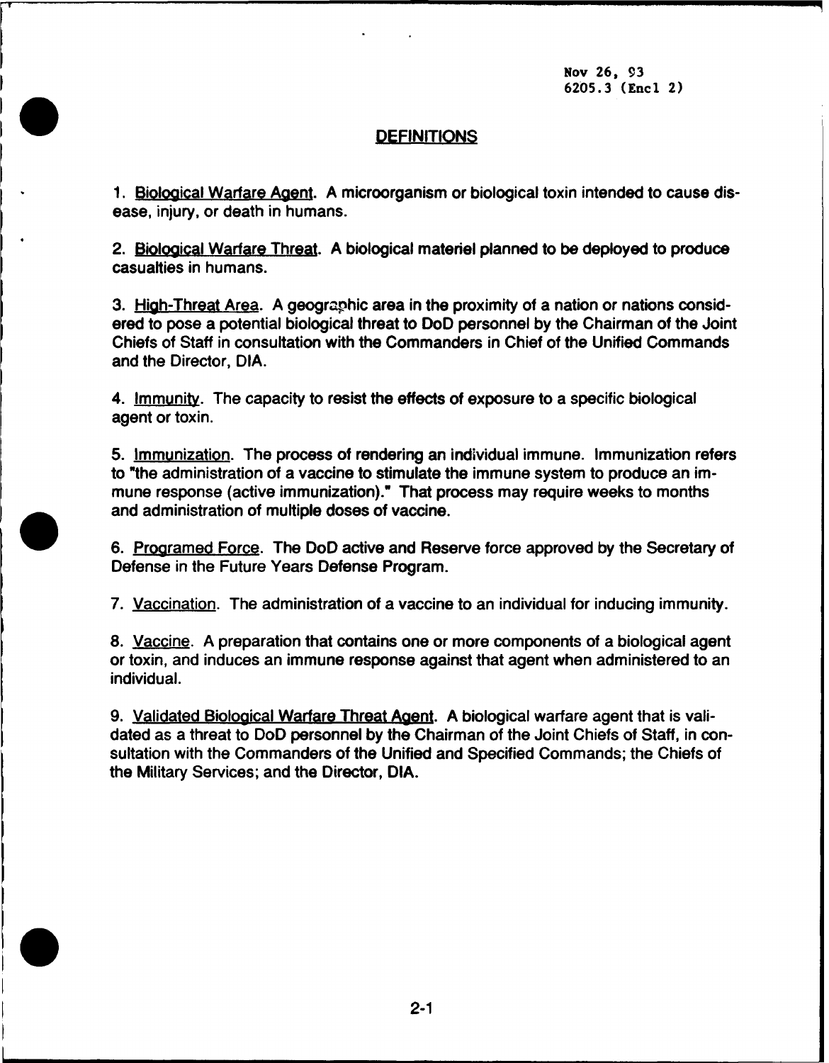## DEFINITIONS

1. Biological Warfare Agent. A microorganism or biological toxin intended to cause disease, injury, or death in humans.

2. Biological Warfare Threat. A biological materiel planned to be deployed to produce casualties in humans.

3. High-Threat Area. A geographic area in the proximity of a nation or nations considered to pose a potential biological threat to DoD personnel by the Chairman of the Joint Chiefs of Staff in consultation with the Commanders in Chief of the Unified Commands and the Director, DIA.

4. Immunity. The capacity to resist the effects of exposure to a specific biological agent or toxin.

5. Immunization. The process of rendering an individual immune. Immunization refers to "the administration of a vaccine to stimulate the immune system to produce an immune response (active immunization)." That process may require weeks to months and administration of multiple doses of vaccine.

6. Programed Force. The DoD active and Reserve force approved by the Secretary of Defense in the Future Years Defense Program.

7. Vaccination. The administration of a vaccine to an individual for inducing immunity.

8. Vaccine. A preparation that contains one or more components of a biological agent or toxin, and induces an immune response against that agent when administered to an individual.

9. Validated Biological Warfare Threat Agent. A biological warfare agent that is validated as a threat to DoD personnel by the Chairman of the Joint Chiefs of Staff, in consultation with the Commanders of the Unified and Specified Commands; the Chiefs of the Military Services; and the Director, DIA.